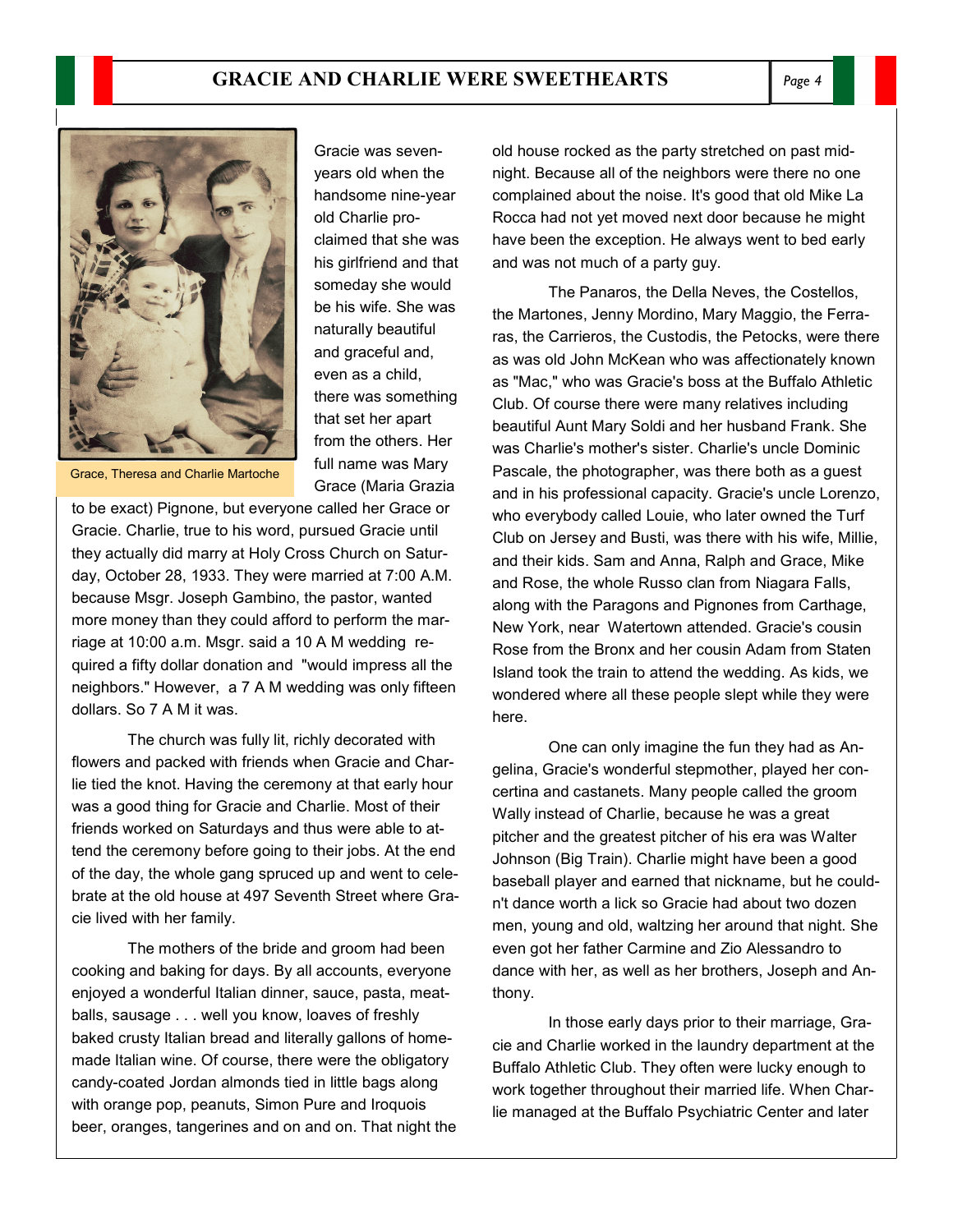## GRACIE AND CHARLIE WERE SWEETHEARTS

Grace, Theresa and Charlie Martoche

Gracie was seven-years old when the handsome nine-year old Charlie proclaimed that she was his girlfriend and that someday she would be his wife. She was naturally beautiful and graceful and, even as a child, there was something that set her apart from the others. Her full name was Mary Grace (Maria Grazia to be exact) Pignone, but everyone called her Grace or Gracie. Charlie, true to his word, pursued Gracie until they actually did marry at Holy Cross Church on Saturday, October 28, 1933. They were married at 7:00 A.M. because Msgr. Joseph Gambino, the pastor, wanted more money than they could afford to perform the marriage at 10:00 a.m. Msgr. said a 10 A M wedding required a fifty dollar donation and "would impress all the neighbors." However, a 7 A M wedding was only fifteen dollars. So 7 A M it was.

The church was fully lit, richly decorated with flowers and packed with friends when Gracie and Charlie tied the knot. Having the ceremony at that early hour was a good thing for Gracie and Charlie. Most of their friends worked on Saturdays and thus were able to attend the ceremony before going to their jobs. At the end of the day, the whole gang spruced up and went to celebrate at the old house at 497 Seventh Street where Gracie lived with her family.

The mothers of the bride and groom had been cooking and baking for days. By all accounts, everyone enjoyed a wonderful Italian dinner, sauce, pasta, meatballs, sausage . . . well you know, loaves of freshly baked crusty Italian bread and literally gallons of homemade Italian wine. Of course, there were the obligatory candy-coated Jordan almonds tied in little bags along with orange pop, peanuts, Simon Pure and Iroquois beer, oranges, tangerines and on and on. That night the old house rocked as the party stretched on past midnight. Because all of the neighbors were there no one complained about the noise. It's good that old Mike La Rocca had not yet moved next door because he might have been the exception. He always went to bed early and was not much of a party guy.

The Panaros, the Della Neves, the Costellos, the Martones, Jenny Mordino, Mary Maggio, the Ferraras, the Carrieros, the Custodis, the Petocks, were there as was old John McKean who was affectionately known as "Mac," who was Gracie's boss at the Buffalo Athletic Club. Of course there were many relatives including beautiful Aunt Mary Soldi and her husband Frank. She was Charlie's mother's sister. Charlie's uncle Dominic Pascale, the photographer, was there both as a guest and in his professional capacity. Gracie's uncle Lorenzo, who everybody called Louie, who later owned the Turf Club on Jersey and Busti, was there with his wife, Millie, and their kids. Sam and Anna, Ralph and Grace, Mike and Rose, the whole Russo clan from Niagara Falls, along with the Paragons and Pignones from Carthage, New York, near Watertown attended. Gracie's cousin Rose from the Bronx and her cousin Adam from Staten Island took the train to attend the wedding. As kids, we wondered where all these people slept while they were here.

One can only imagine the fun they had as Angelina, Gracie's wonderful stepmother, played her concertina and castanets. Many people called the groom Wally instead of Charlie, because he was a great pitcher and the greatest pitcher of his era was Walter Johnson (Big Train). Charlie might have been a good baseball player and earned that nickname, but he couldn't dance worth a lick so Gracie had about two dozen men, young and old, waltzing her around that night. She even got her father Carmine and Zio Alessandro to dance with her, as well as her brothers, Joseph and Anthony.

In those early days prior to their marriage, Gracie and Charlie worked in the laundry department at the Buffalo Athletic Club. They often were lucky enough to work together throughout their married life. When Charlie managed at the Buffalo Psychiatric Center and later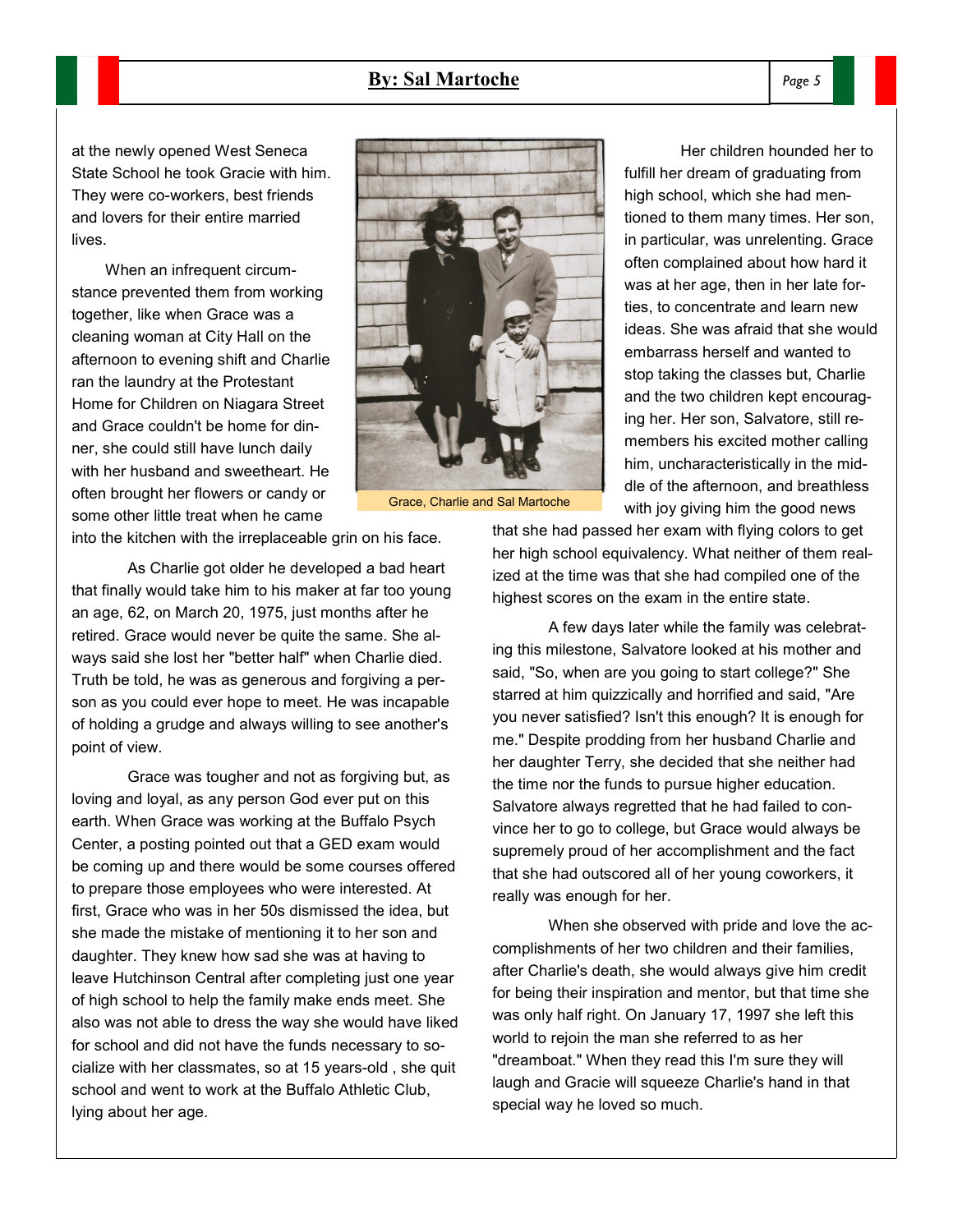at the newly opened West Seneca State School he took Gracie with him. They were co-workers, best friends and lovers for their entire married lives.

When an infrequent circumstance prevented them from working together, like when Grace was a cleaning woman at City Hall on the afternoon to evening shift and Charlie ran the laundry at the Protestant Home for Children on Niagara Street and Grace couldn't be home for dinner, she could still have lunch daily with her husband and sweetheart. He often brought her flowers or candy or some other little treat when he came into the kitchen with the irreplaceable grin on his face.

Grace, Charlie and Sal Martoche

As Charlie got older he developed a bad heart that finally would take him to his maker at far too young an age, 62, on March 20, 1975, just months after he retired. Grace would never be quite the same. She always said she lost her "better half" when Charlie died. Truth be told, he was as generous and forgiving a person as you could ever hope to meet. He was incapable of holding a grudge and always willing to see another's point of view.

Grace was tougher and not as forgiving but, as loving and loyal, as any person God ever put on this earth. When Grace was working at the Buffalo Psych Center, a posting pointed out that a GED exam would be coming up and there would be some courses offered to prepare those employees who were interested. At first, Grace who was in her 50s dismissed the idea, but she made the mistake of mentioning it to her son and daughter. They knew how sad she was at having to leave Hutchinson Central after completing just one year of high school to help the family make ends meet. She also was not able to dress the way she would have liked for school and did not have the funds necessary to socialize with her classmates, so at 15 years-old , she quit school and went to work at the Buffalo Athletic Club, lying about her age.

Her children hounded her to fulfill her dream of graduating from high school, which she had mentioned to them many times. Her son, in particular, was unrelenting. Grace often complained about how hard it was at her age, then in her late forties, to concentrate and learn new ideas. She was afraid that she would embarrass herself and wanted to stop taking the classes but, Charlie and the two children kept encouraging her. Her son, Salvatore, still remembers his excited mother calling him, uncharacteristically in the middle of the afternoon, and breathless with joy giving him the good news that she had passed her exam with flying colors to get her high school equivalency. What neither of them realized at the time was that she had compiled one of the highest scores on the exam in the entire state.

A few days later while the family was celebrating this milestone, Salvatore looked at his mother and said, "So, when are you going to start college?" She starred at him quizzically and horrified and said, "Are you never satisfied? Isn't this enough? It is enough for me." Despite prodding from her husband Charlie and her daughter Terry, she decided that she neither had the time nor the funds to pursue higher education. Salvatore always regretted that he had failed to convince her to go to college, but Grace would always be supremely proud of her accomplishment and the fact that she had outscored all of her young coworkers, it really was enough for her.

When she observed with pride and love the accomplishments of her two children and their families, after Charlie's death, she would always give him credit for being their inspiration and mentor, but that time she was only half right. On January 17, 1997 she left this world to rejoin the man she referred to as her "dreamboat." When they read this I'm sure they will laugh and Gracie will squeeze Charlie's hand in that special way he loved so much.